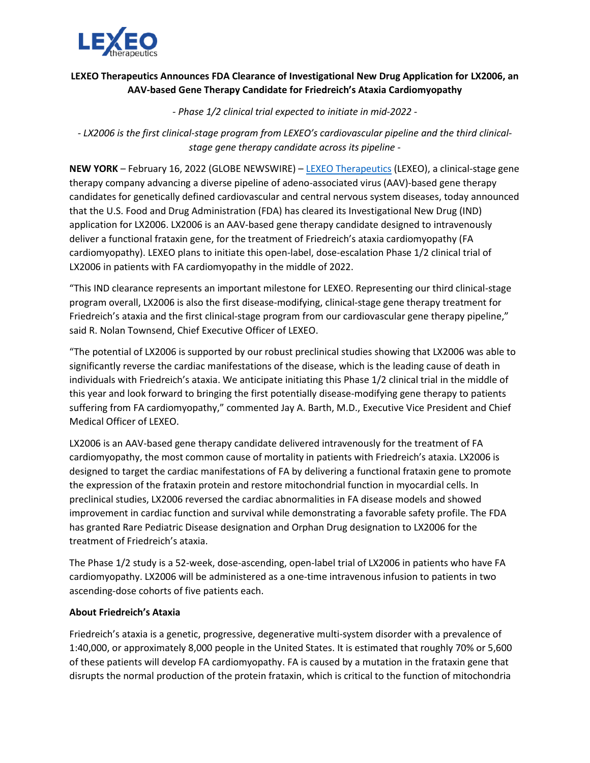**LEXEO Therapeutics Announces FDA Clearance of Investigational New Drug Application for LX2006, an AAV-based Gene Therapy Candidate for Friedreich's Ataxia Cardiomyopathy**

*- Phase 1/2 clinical trial expected to initiate in mid-2022 -*

*- LX2006 is the first clinical-stage program from LEXEO's cardiovascular pipeline and the third clinical-stage gene therapy candidate across its pipeline -*

**NEW YORK** – February 16, 2022 (GLOBE NEWSWIRE) – [LEXEO Therapeutics](LEXEO Therapeutics) (LEXEO), a clinical-stage gene therapy company advancing a diverse pipeline of adeno-associated virus (AAV)-based gene therapy candidates for genetically defined cardiovascular and central nervous system diseases, today announced that the U.S. Food and Drug Administration (FDA) has cleared its Investigational New Drug (IND) application for LX2006. LX2006 is an AAV-based gene therapy candidate designed to intravenously deliver a functional frataxin gene, for the treatment of Friedreich's ataxia cardiomyopathy (FA cardiomyopathy). LEXEO plans to initiate this open-label, dose-escalation Phase 1/2 clinical trial of LX2006 in patients with FA cardiomyopathy in the middle of 2022.

"This IND clearance represents an important milestone for LEXEO. Representing our third clinical-stage program overall, LX2006 is also the first disease-modifying, clinical-stage gene therapy treatment for Friedreich's ataxia and the first clinical-stage program from our cardiovascular gene therapy pipeline," said R. Nolan Townsend, Chief Executive Officer of LEXEO.

"The potential of LX2006 is supported by our robust preclinical studies showing that LX2006 was able to significantly reverse the cardiac manifestations of the disease, which is the leading cause of death in individuals with Friedreich's ataxia. We anticipate initiating this Phase 1/2 clinical trial in the middle of this year and look forward to bringing the first potentially disease-modifying gene therapy to patients suffering from FA cardiomyopathy," commented Jay A. Barth, M.D., Executive Vice President and Chief Medical Officer of LEXEO.

LX2006 is an AAV-based gene therapy candidate delivered intravenously for the treatment of FA cardiomyopathy, the most common cause of mortality in patients with Friedreich's ataxia. LX2006 is designed to target the cardiac manifestations of FA by delivering a functional frataxin gene to promote the expression of the frataxin protein and restore mitochondrial function in myocardial cells. In preclinical studies, LX2006 reversed the cardiac abnormalities in FA disease models and showed improvement in cardiac function and survival while demonstrating a favorable safety profile. The FDA has granted Rare Pediatric Disease designation and Orphan Drug designation to LX2006 for the treatment of Friedreich's ataxia.

The Phase 1/2 study is a 52-week, dose-ascending, open-label trial of LX2006 in patients who have FA cardiomyopathy. LX2006 will be administered as a one-time intravenous infusion to patients in two ascending-dose cohorts of five patients each.

## About Friedreich's Ataxia

Friedreich's ataxia is a genetic, progressive, degenerative multi-system disorder with a prevalence of 1:40,000, or approximately 8,000 people in the United States. It is estimated that roughly 70% or 5,600 of these patients will develop FA cardiomyopathy. FA is caused by a mutation in the frataxin gene that disrupts the normal production of the protein frataxin, which is critical to the function of mitochondria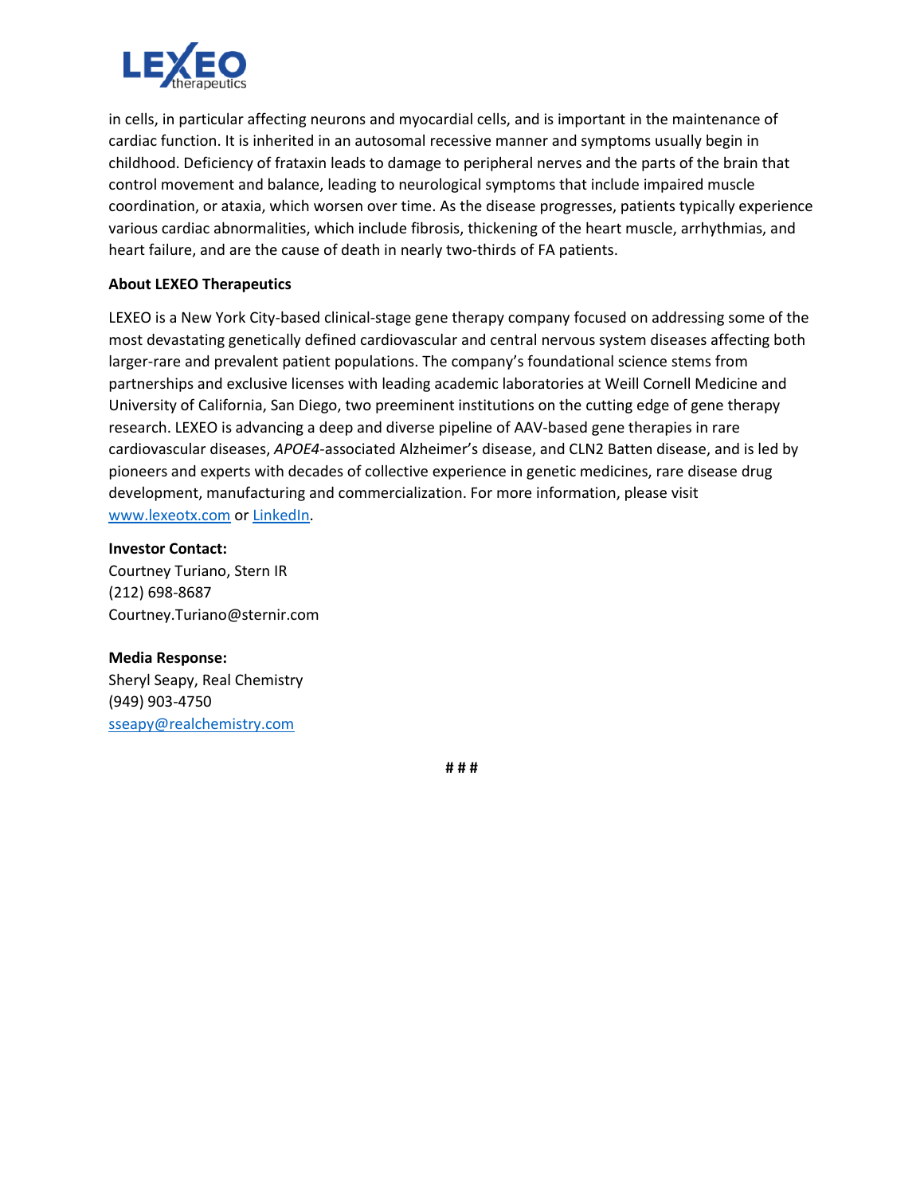in cells, in particular affecting neurons and myocardial cells, and is important in the maintenance of cardiac function. It is inherited in an autosomal recessive manner and symptoms usually begin in childhood. Deficiency of frataxin leads to damage to peripheral nerves and the parts of the brain that control movement and balance, leading to neurological symptoms that include impaired muscle coordination, or ataxia, which worsen over time. As the disease progresses, patients typically experience various cardiac abnormalities, which include fibrosis, thickening of the heart muscle, arrhythmias, and heart failure, and are the cause of death in nearly two-thirds of FA patients.

**About LEXEO Therapeutics**

LEXEO is a New York City-based clinical-stage gene therapy company focused on addressing some of the most devastating genetically defined cardiovascular and central nervous system diseases affecting both larger-rare and prevalent patient populations. The company's foundational science stems from partnerships and exclusive licenses with leading academic laboratories at Weill Cornell Medicine and University of California, San Diego, two preeminent institutions on the cutting edge of gene therapy research. LEXEO is advancing a deep and diverse pipeline of AAV-based gene therapies in rare cardiovascular diseases, *APOE4*-associated Alzheimer's disease, and CLN2 Batten disease, and is led by pioneers and experts with decades of collective experience in genetic medicines, rare disease drug development, manufacturing and commercialization. For more information, please visit www.lexeotx.com or LinkedIn.

**Investor Contact:**
Courtney Turiano, Stern IR
(212) 698-8687
Courtney.Turiano@sternir.com

**Media Response:**
Sheryl Seapy, Real Chemistry
(949) 903-4750
sseapy@realchemistry.com

# # #